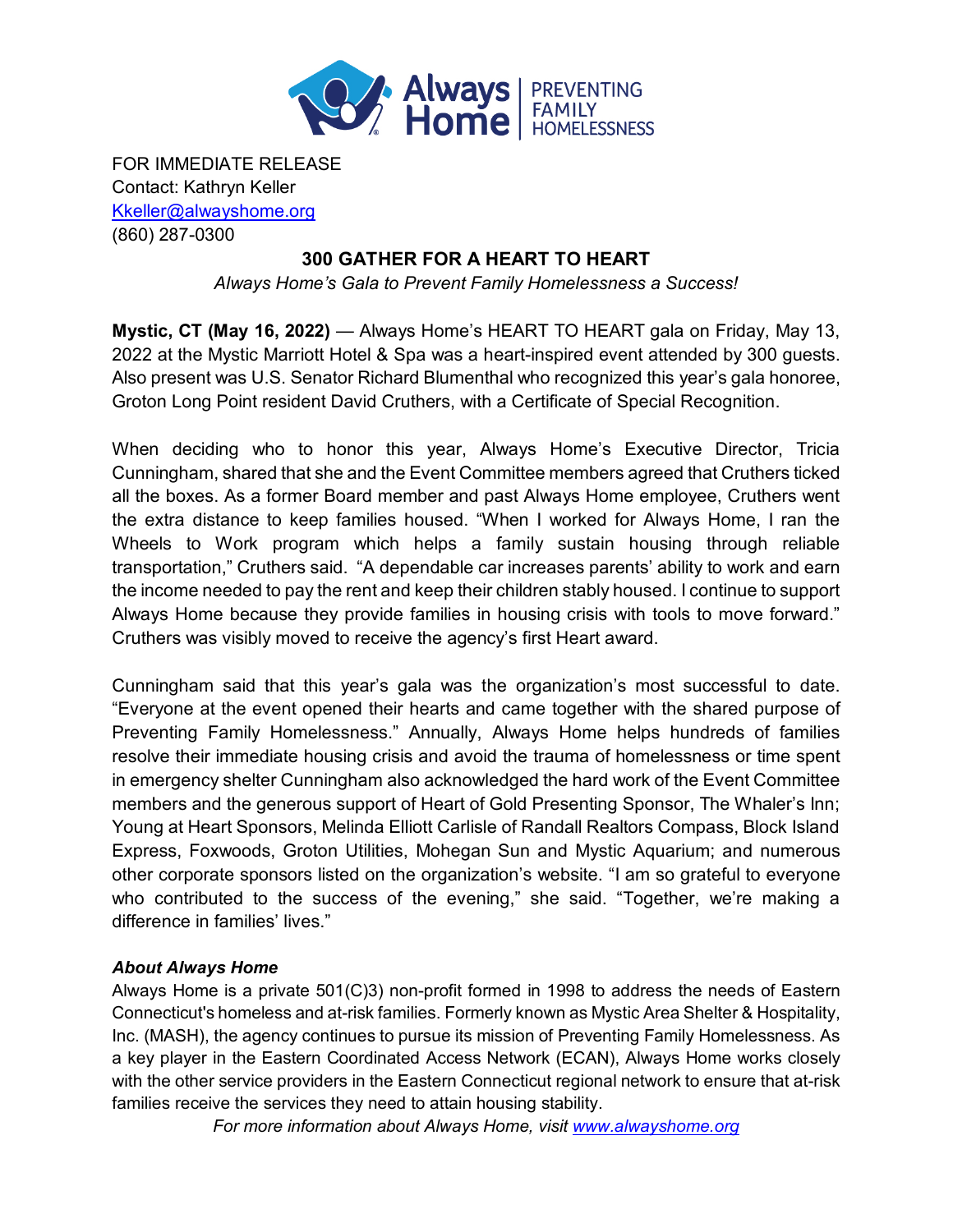FOR IMMEDIATE RELEASE
Contact: Kathryn Keller
Kkeller@alwayshome.org
(860) 287-0300

## 300 GATHER FOR A HEART TO HEART

*Always Home's Gala to Prevent Family Homelessness a Success!*

**Mystic, CT (May 16, 2022)** — Always Home's HEART TO HEART gala on Friday, May 13, 2022 at the Mystic Marriott Hotel & Spa was a heart-inspired event attended by 300 guests. Also present was U.S. Senator Richard Blumenthal who recognized this year's gala honoree, Groton Long Point resident David Cruthers, with a Certificate of Special Recognition.

When deciding who to honor this year, Always Home's Executive Director, Tricia Cunningham, shared that she and the Event Committee members agreed that Cruthers ticked all the boxes. As a former Board member and past Always Home employee, Cruthers went the extra distance to keep families housed. "When I worked for Always Home, I ran the Wheels to Work program which helps a family sustain housing through reliable transportation," Cruthers said. "A dependable car increases parents' ability to work and earn the income needed to pay the rent and keep their children stably housed. I continue to support Always Home because they provide families in housing crisis with tools to move forward." Cruthers was visibly moved to receive the agency's first Heart award.

Cunningham said that this year's gala was the organization's most successful to date. "Everyone at the event opened their hearts and came together with the shared purpose of Preventing Family Homelessness." Annually, Always Home helps hundreds of families resolve their immediate housing crisis and avoid the trauma of homelessness or time spent in emergency shelter Cunningham also acknowledged the hard work of the Event Committee members and the generous support of Heart of Gold Presenting Sponsor, The Whaler's Inn; Young at Heart Sponsors, Melinda Elliott Carlisle of Randall Realtors Compass, Block Island Express, Foxwoods, Groton Utilities, Mohegan Sun and Mystic Aquarium; and numerous other corporate sponsors listed on the organization's website. "I am so grateful to everyone who contributed to the success of the evening," she said. "Together, we're making a difference in families' lives."

### *About Always Home*

Always Home is a private 501(C)3) non-profit formed in 1998 to address the needs of Eastern Connecticut's homeless and at-risk families. Formerly known as Mystic Area Shelter & Hospitality, Inc. (MASH), the agency continues to pursue its mission of Preventing Family Homelessness. As a key player in the Eastern Coordinated Access Network (ECAN), Always Home works closely with the other service providers in the Eastern Connecticut regional network to ensure that at-risk families receive the services they need to attain housing stability.

*For more information about Always Home, visit www.alwayshome.org*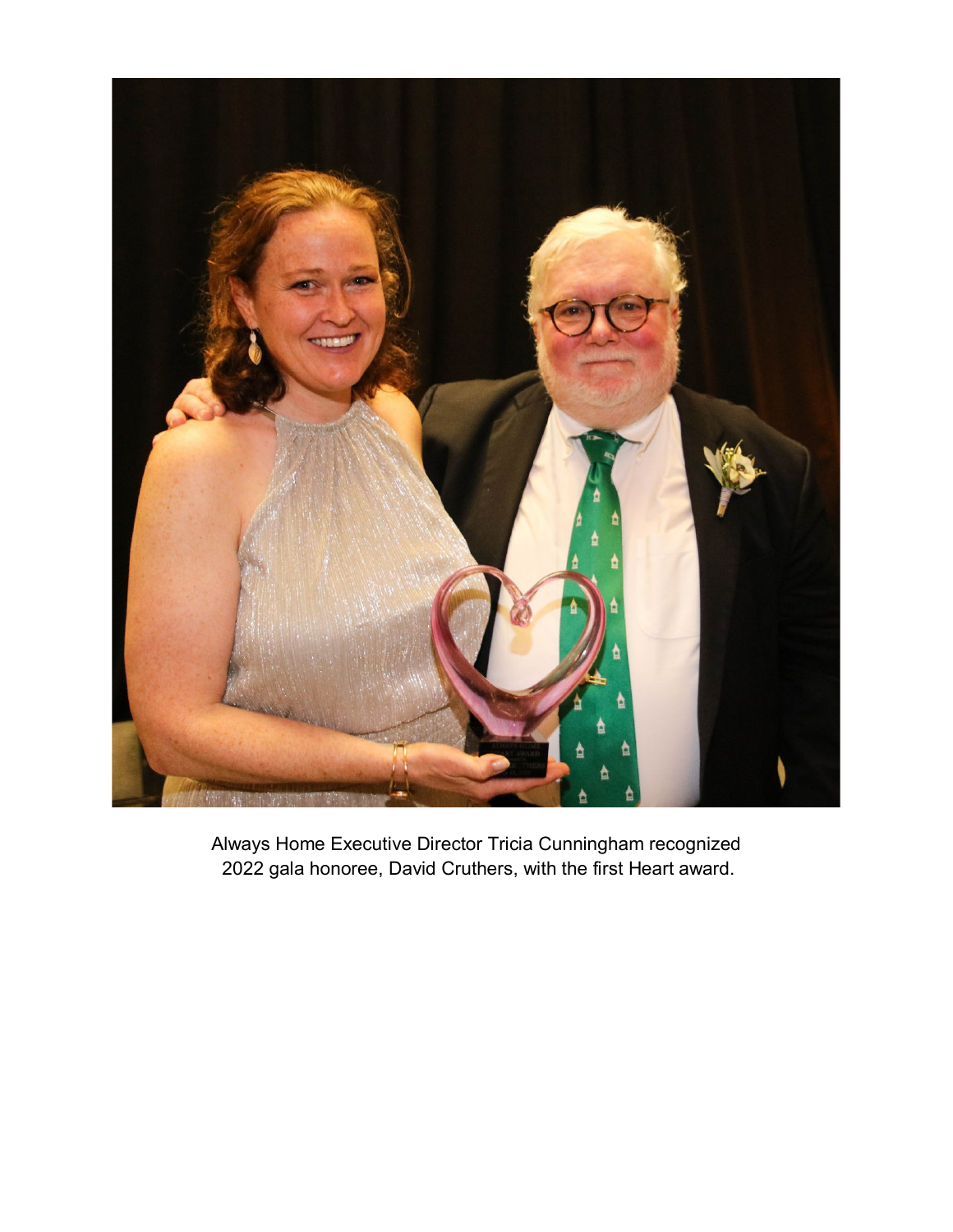Always Home Executive Director Tricia Cunningham recognized 2022 gala honoree, David Cruthers, with the first Heart award.